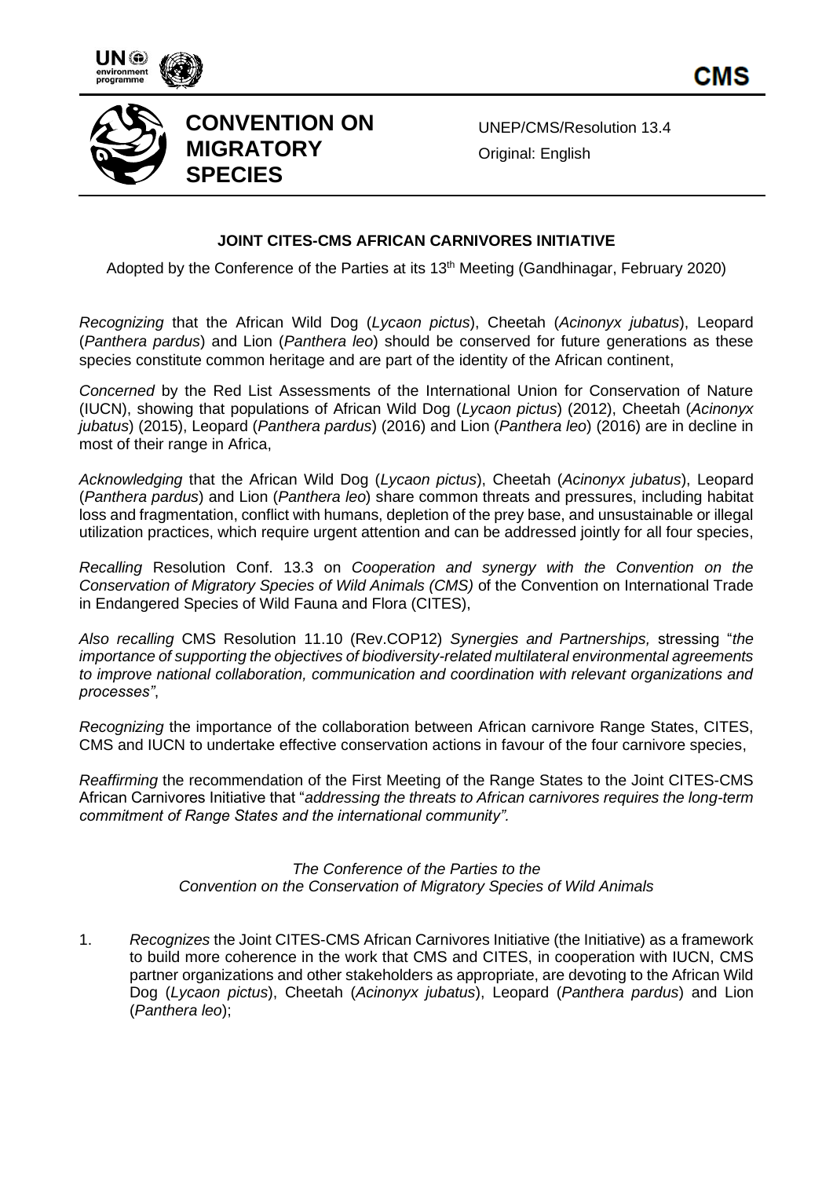CONVENTION ON MIGRATORY SPECIES

UNEP/CMS/Resolution 13.4
Original: English

# JOINT CITES-CMS AFRICAN CARNIVORES INITIATIVE

Adopted by the Conference of the Parties at its 13th Meeting (Gandhinagar, February 2020)

*Recognizing* that the African Wild Dog (*Lycaon pictus*), Cheetah (*Acinonyx jubatus*), Leopard (*Panthera pardus*) and Lion (*Panthera leo*) should be conserved for future generations as these species constitute common heritage and are part of the identity of the African continent,

*Concerned* by the Red List Assessments of the International Union for Conservation of Nature (IUCN), showing that populations of African Wild Dog (*Lycaon pictus*) (2012), Cheetah (*Acinonyx jubatus*) (2015), Leopard (*Panthera pardus*) (2016) and Lion (*Panthera leo*) (2016) are in decline in most of their range in Africa,

*Acknowledging* that the African Wild Dog (*Lycaon pictus*), Cheetah (*Acinonyx jubatus*), Leopard (*Panthera pardus*) and Lion (*Panthera leo*) share common threats and pressures, including habitat loss and fragmentation, conflict with humans, depletion of the prey base, and unsustainable or illegal utilization practices, which require urgent attention and can be addressed jointly for all four species,

*Recalling* Resolution Conf. 13.3 on *Cooperation and synergy with the Convention on the Conservation of Migratory Species of Wild Animals (CMS)* of the Convention on International Trade in Endangered Species of Wild Fauna and Flora (CITES),

*Also recalling* CMS Resolution 11.10 (Rev.COP12) *Synergies and Partnerships,* stressing "*the importance of supporting the objectives of biodiversity-related multilateral environmental agreements to improve national collaboration, communication and coordination with relevant organizations and processes"*,

*Recognizing* the importance of the collaboration between African carnivore Range States, CITES, CMS and IUCN to undertake effective conservation actions in favour of the four carnivore species,

*Reaffirming* the recommendation of the First Meeting of the Range States to the Joint CITES-CMS African Carnivores Initiative that "*addressing the threats to African carnivores requires the long-term commitment of Range States and the international community".*

*The Conference of the Parties to the*
*Convention on the Conservation of Migratory Species of Wild Animals*

1. *Recognizes* the Joint CITES-CMS African Carnivores Initiative (the Initiative) as a framework to build more coherence in the work that CMS and CITES, in cooperation with IUCN, CMS partner organizations and other stakeholders as appropriate, are devoting to the African Wild Dog (*Lycaon pictus*), Cheetah (*Acinonyx jubatus*), Leopard (*Panthera pardus*) and Lion (*Panthera leo*);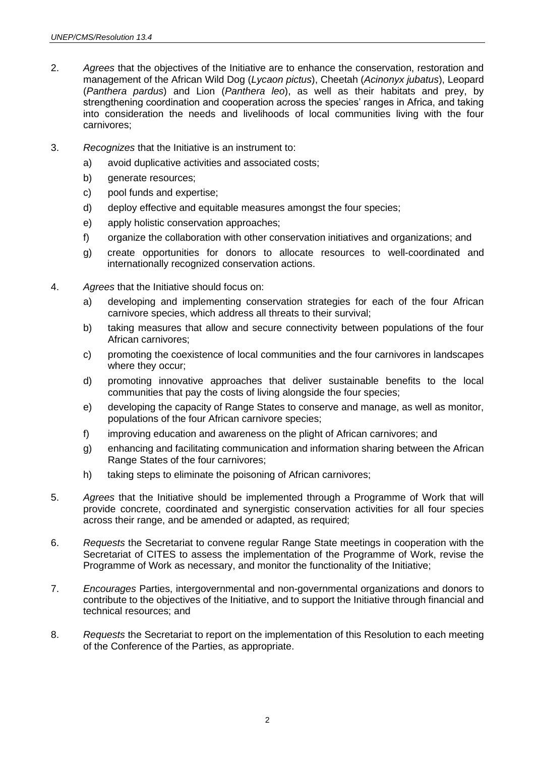2. *Agrees* that the objectives of the Initiative are to enhance the conservation, restoration and management of the African Wild Dog (*Lycaon pictus*), Cheetah (*Acinonyx jubatus*), Leopard (*Panthera pardus*) and Lion (*Panthera leo*), as well as their habitats and prey, by strengthening coordination and cooperation across the species' ranges in Africa, and taking into consideration the needs and livelihoods of local communities living with the four carnivores;

3. *Recognizes* that the Initiative is an instrument to:

   a) avoid duplicative activities and associated costs;

   b) generate resources;

   c) pool funds and expertise;

   d) deploy effective and equitable measures amongst the four species;

   e) apply holistic conservation approaches;

   f) organize the collaboration with other conservation initiatives and organizations; and

   g) create opportunities for donors to allocate resources to well-coordinated and internationally recognized conservation actions.

4. *Agrees* that the Initiative should focus on:

   a) developing and implementing conservation strategies for each of the four African carnivore species, which address all threats to their survival;

   b) taking measures that allow and secure connectivity between populations of the four African carnivores;

   c) promoting the coexistence of local communities and the four carnivores in landscapes where they occur;

   d) promoting innovative approaches that deliver sustainable benefits to the local communities that pay the costs of living alongside the four species;

   e) developing the capacity of Range States to conserve and manage, as well as monitor, populations of the four African carnivore species;

   f) improving education and awareness on the plight of African carnivores; and

   g) enhancing and facilitating communication and information sharing between the African Range States of the four carnivores;

   h) taking steps to eliminate the poisoning of African carnivores;

5. *Agrees* that the Initiative should be implemented through a Programme of Work that will provide concrete, coordinated and synergistic conservation activities for all four species across their range, and be amended or adapted, as required;

6. *Requests* the Secretariat to convene regular Range State meetings in cooperation with the Secretariat of CITES to assess the implementation of the Programme of Work, revise the Programme of Work as necessary, and monitor the functionality of the Initiative;

7. *Encourages* Parties, intergovernmental and non-governmental organizations and donors to contribute to the objectives of the Initiative, and to support the Initiative through financial and technical resources; and

8. *Requests* the Secretariat to report on the implementation of this Resolution to each meeting of the Conference of the Parties, as appropriate.